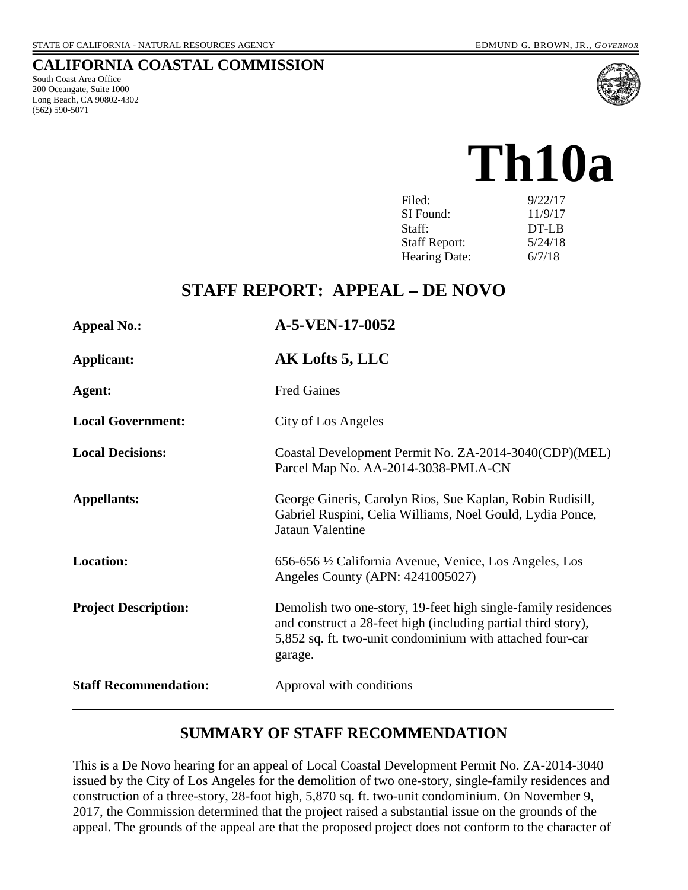STATE OF CALIFORNIA - NATURAL RESOURCES AGENCY EDMUND G. BROWN, JR., *GOVERNOR*

# CALIFORNIA COASTAL COMMISSION

South Coast Area Office
200 Oceangate, Suite 1000
Long Beach, CA 90802-4302
(562) 590-5071

# Th10a

| | |
|---|---|
| Filed: | 9/22/17 |
| SI Found: | 11/9/17 |
| Staff: | DT-LB |
| Staff Report: | 5/24/18 |
| Hearing Date: | 6/7/18 |

## STAFF REPORT: APPEAL – DE NOVO

| | |
|---|---|
| **Appeal No.:** | **A-5-VEN-17-0052** |
| **Applicant:** | **AK Lofts 5, LLC** |
| **Agent:** | Fred Gaines |
| **Local Government:** | City of Los Angeles |
| **Local Decisions:** | Coastal Development Permit No. ZA-2014-3040(CDP)(MEL) Parcel Map No. AA-2014-3038-PMLA-CN |
| **Appellants:** | George Gineris, Carolyn Rios, Sue Kaplan, Robin Rudisill, Gabriel Ruspini, Celia Williams, Noel Gould, Lydia Ponce, Jataun Valentine |
| **Location:** | 656-656 ½ California Avenue, Venice, Los Angeles, Los Angeles County (APN: 4241005027) |
| **Project Description:** | Demolish two one-story, 19-feet high single-family residences and construct a 28-feet high (including partial third story), 5,852 sq. ft. two-unit condominium with attached four-car garage. |
| **Staff Recommendation:** | Approval with conditions |

## SUMMARY OF STAFF RECOMMENDATION

This is a De Novo hearing for an appeal of Local Coastal Development Permit No. ZA-2014-3040 issued by the City of Los Angeles for the demolition of two one-story, single-family residences and construction of a three-story, 28-foot high, 5,870 sq. ft. two-unit condominium. On November 9, 2017, the Commission determined that the project raised a substantial issue on the grounds of the appeal. The grounds of the appeal are that the proposed project does not conform to the character of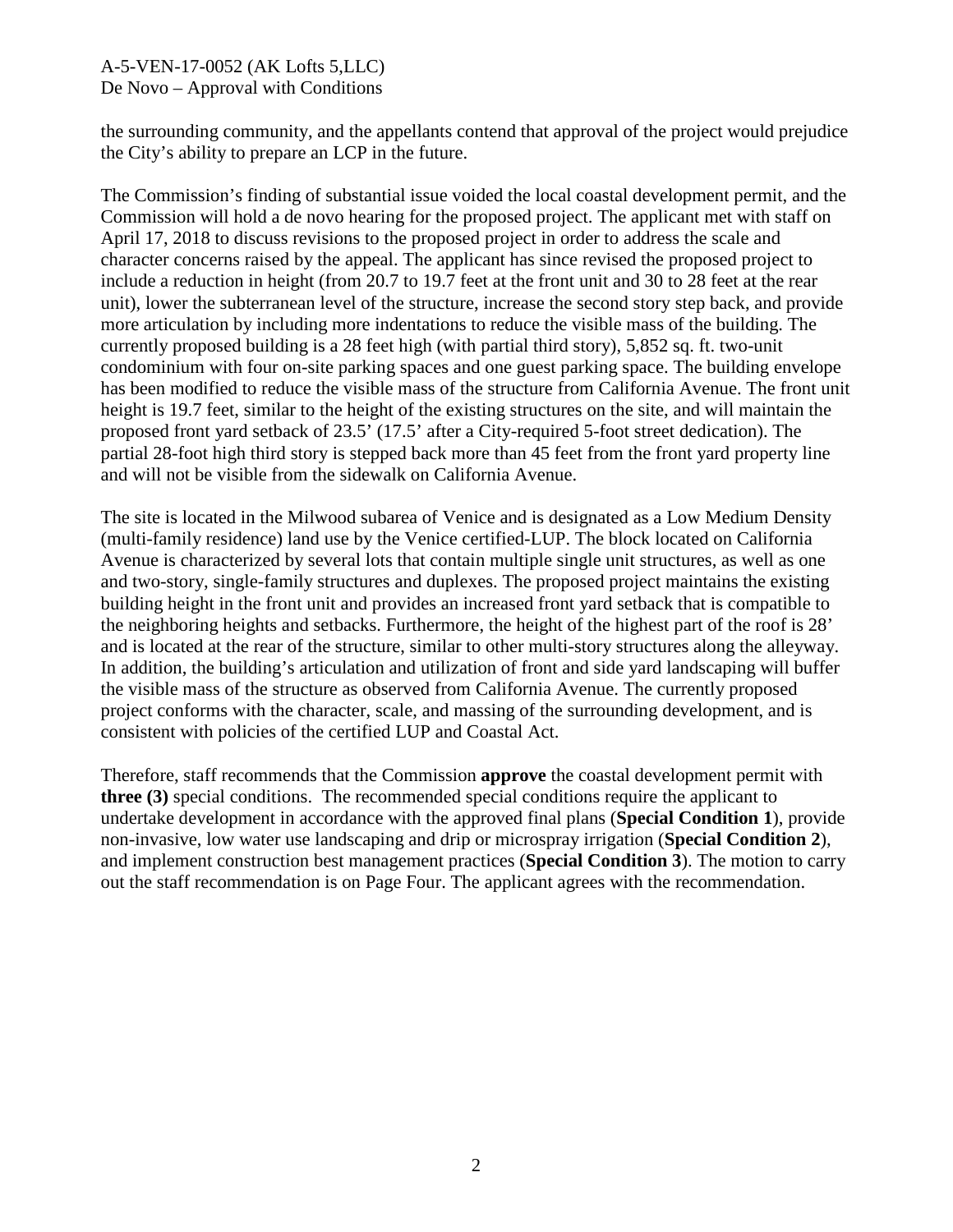the surrounding community, and the appellants contend that approval of the project would prejudice the City's ability to prepare an LCP in the future.

The Commission's finding of substantial issue voided the local coastal development permit, and the Commission will hold a de novo hearing for the proposed project. The applicant met with staff on April 17, 2018 to discuss revisions to the proposed project in order to address the scale and character concerns raised by the appeal. The applicant has since revised the proposed project to include a reduction in height (from 20.7 to 19.7 feet at the front unit and 30 to 28 feet at the rear unit), lower the subterranean level of the structure, increase the second story step back, and provide more articulation by including more indentations to reduce the visible mass of the building. The currently proposed building is a 28 feet high (with partial third story), 5,852 sq. ft. two-unit condominium with four on-site parking spaces and one guest parking space. The building envelope has been modified to reduce the visible mass of the structure from California Avenue. The front unit height is 19.7 feet, similar to the height of the existing structures on the site, and will maintain the proposed front yard setback of 23.5' (17.5' after a City-required 5-foot street dedication). The partial 28-foot high third story is stepped back more than 45 feet from the front yard property line and will not be visible from the sidewalk on California Avenue.

The site is located in the Milwood subarea of Venice and is designated as a Low Medium Density (multi-family residence) land use by the Venice certified-LUP. The block located on California Avenue is characterized by several lots that contain multiple single unit structures, as well as one and two-story, single-family structures and duplexes. The proposed project maintains the existing building height in the front unit and provides an increased front yard setback that is compatible to the neighboring heights and setbacks. Furthermore, the height of the highest part of the roof is 28' and is located at the rear of the structure, similar to other multi-story structures along the alleyway. In addition, the building's articulation and utilization of front and side yard landscaping will buffer the visible mass of the structure as observed from California Avenue. The currently proposed project conforms with the character, scale, and massing of the surrounding development, and is consistent with policies of the certified LUP and Coastal Act.

Therefore, staff recommends that the Commission **approve** the coastal development permit with **three (3)** special conditions. The recommended special conditions require the applicant to undertake development in accordance with the approved final plans (**Special Condition 1**), provide non-invasive, low water use landscaping and drip or microspray irrigation (**Special Condition 2**), and implement construction best management practices (**Special Condition 3**). The motion to carry out the staff recommendation is on Page Four. The applicant agrees with the recommendation.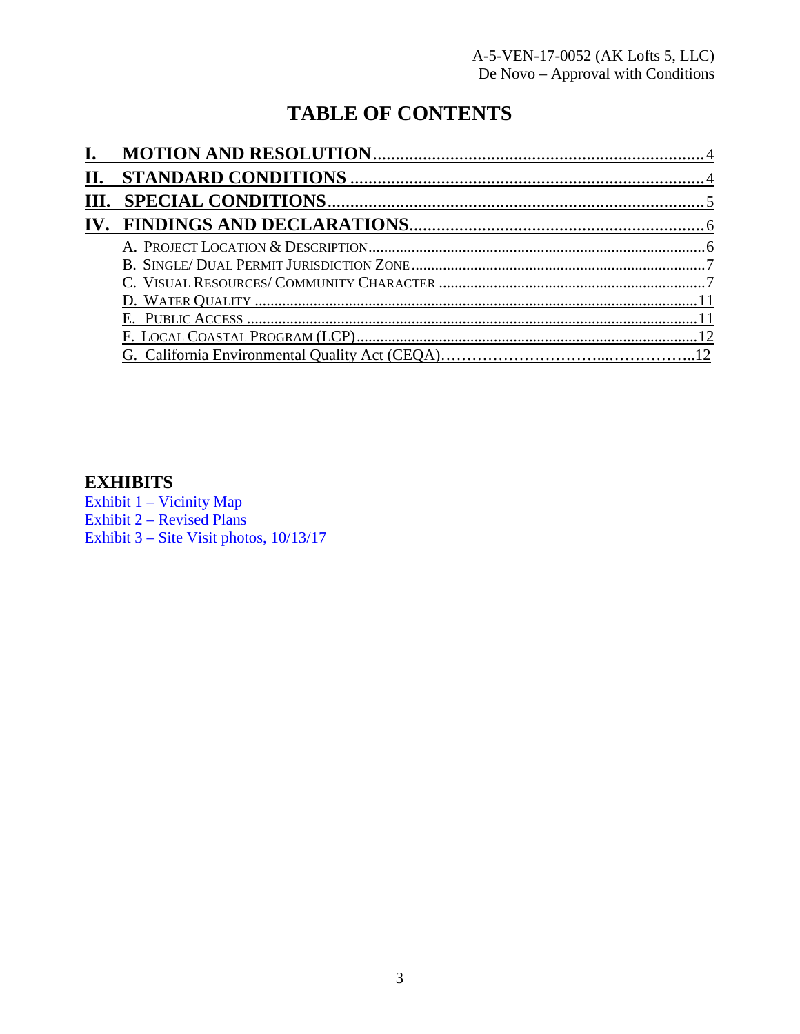# TABLE OF CONTENTS

I. MOTION AND RESOLUTION ........................................................................ 4
II. STANDARD CONDITIONS ........................................................................ 4
III. SPECIAL CONDITIONS ........................................................................ 5
IV. FINDINGS AND DECLARATIONS ........................................................................ 6
- A. PROJECT LOCATION & DESCRIPTION ........................................................................ 6
- B. SINGLE/ DUAL PERMIT JURISDICTION ZONE ........................................................................ 7
- C. VISUAL RESOURCES/ COMMUNITY CHARACTER ........................................................................ 7
- D. WATER QUALITY ........................................................................ 11
- E. PUBLIC ACCESS ........................................................................ 11
- F. LOCAL COASTAL PROGRAM (LCP) ........................................................................ 12
- G. California Environmental Quality Act (CEQA)……………………………...……………..12

## EXHIBITS

Exhibit 1 – Vicinity Map
Exhibit 2 – Revised Plans
Exhibit 3 – Site Visit photos, 10/13/17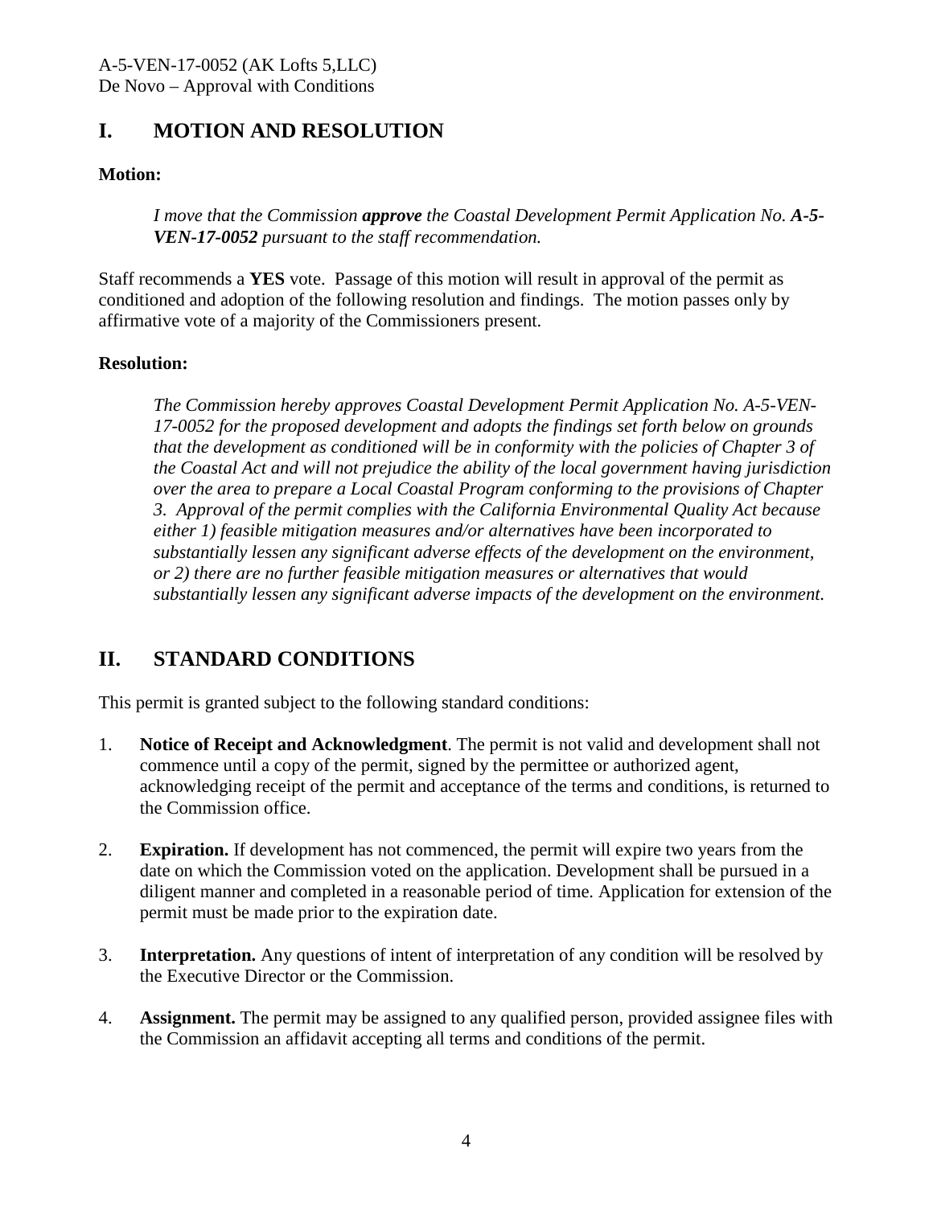## I. MOTION AND RESOLUTION

**Motion:**

> *I move that the Commission **approve** the Coastal Development Permit Application No. **A-5-VEN-17-0052** pursuant to the staff recommendation.*

Staff recommends a **YES** vote. Passage of this motion will result in approval of the permit as conditioned and adoption of the following resolution and findings. The motion passes only by affirmative vote of a majority of the Commissioners present.

**Resolution:**

> *The Commission hereby approves Coastal Development Permit Application No. A-5-VEN-17-0052 for the proposed development and adopts the findings set forth below on grounds that the development as conditioned will be in conformity with the policies of Chapter 3 of the Coastal Act and will not prejudice the ability of the local government having jurisdiction over the area to prepare a Local Coastal Program conforming to the provisions of Chapter 3. Approval of the permit complies with the California Environmental Quality Act because either 1) feasible mitigation measures and/or alternatives have been incorporated to substantially lessen any significant adverse effects of the development on the environment, or 2) there are no further feasible mitigation measures or alternatives that would substantially lessen any significant adverse impacts of the development on the environment.*

## II. STANDARD CONDITIONS

This permit is granted subject to the following standard conditions:

1. **Notice of Receipt and Acknowledgment**. The permit is not valid and development shall not commence until a copy of the permit, signed by the permittee or authorized agent, acknowledging receipt of the permit and acceptance of the terms and conditions, is returned to the Commission office.

2. **Expiration.** If development has not commenced, the permit will expire two years from the date on which the Commission voted on the application. Development shall be pursued in a diligent manner and completed in a reasonable period of time. Application for extension of the permit must be made prior to the expiration date.

3. **Interpretation.** Any questions of intent of interpretation of any condition will be resolved by the Executive Director or the Commission.

4. **Assignment.** The permit may be assigned to any qualified person, provided assignee files with the Commission an affidavit accepting all terms and conditions of the permit.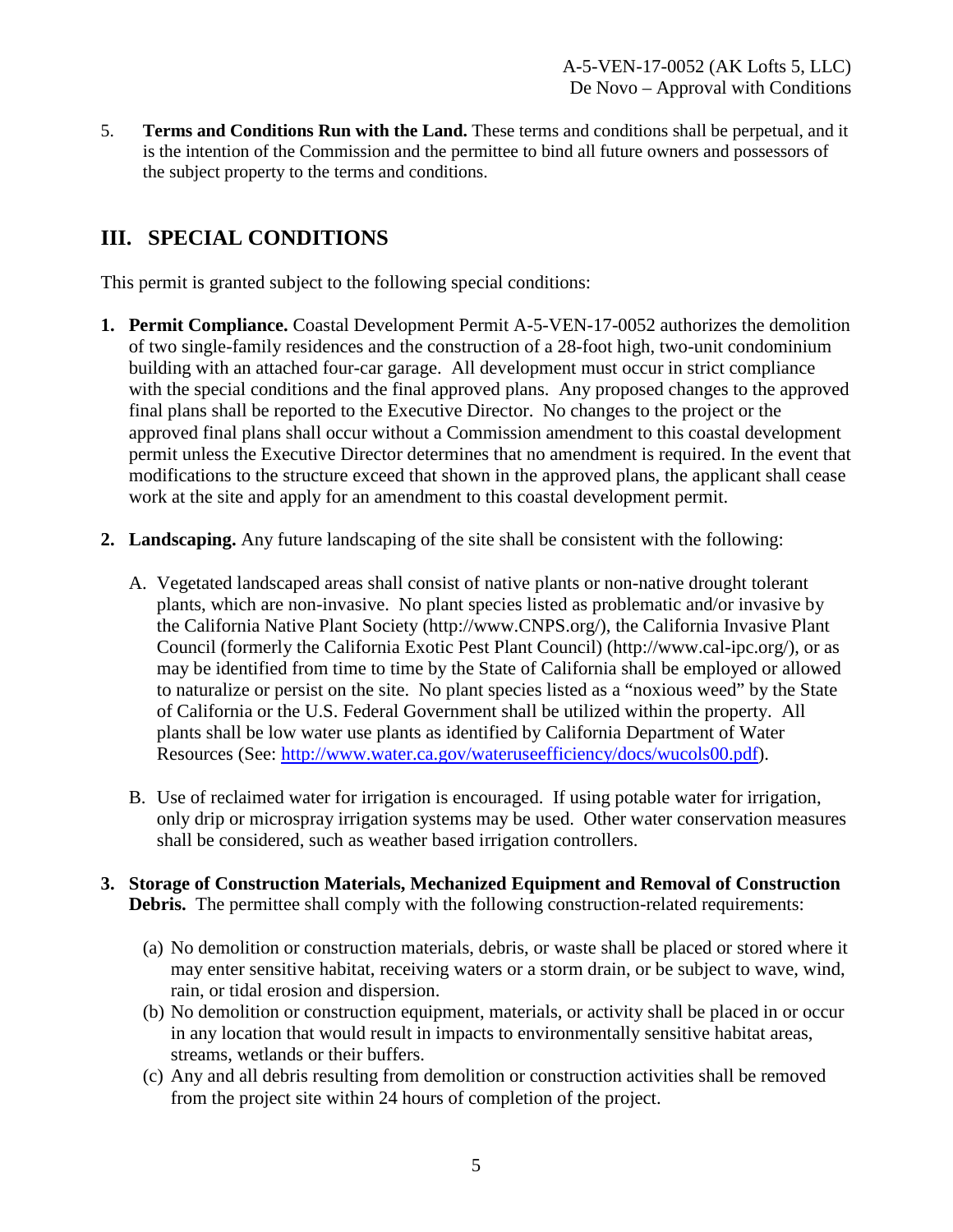5. **Terms and Conditions Run with the Land.** These terms and conditions shall be perpetual, and it is the intention of the Commission and the permittee to bind all future owners and possessors of the subject property to the terms and conditions.

## III. SPECIAL CONDITIONS

This permit is granted subject to the following special conditions:

1. **Permit Compliance.** Coastal Development Permit A-5-VEN-17-0052 authorizes the demolition of two single-family residences and the construction of a 28-foot high, two-unit condominium building with an attached four-car garage. All development must occur in strict compliance with the special conditions and the final approved plans. Any proposed changes to the approved final plans shall be reported to the Executive Director. No changes to the project or the approved final plans shall occur without a Commission amendment to this coastal development permit unless the Executive Director determines that no amendment is required. In the event that modifications to the structure exceed that shown in the approved plans, the applicant shall cease work at the site and apply for an amendment to this coastal development permit.

2. **Landscaping.** Any future landscaping of the site shall be consistent with the following:

   A. Vegetated landscaped areas shall consist of native plants or non-native drought tolerant plants, which are non-invasive. No plant species listed as problematic and/or invasive by the California Native Plant Society (http://www.CNPS.org/), the California Invasive Plant Council (formerly the California Exotic Pest Plant Council) (http://www.cal-ipc.org/), or as may be identified from time to time by the State of California shall be employed or allowed to naturalize or persist on the site. No plant species listed as a "noxious weed" by the State of California or the U.S. Federal Government shall be utilized within the property. All plants shall be low water use plants as identified by California Department of Water Resources (See: [http://www.water.ca.gov/wateruseefficiency/docs/wucols00.pdf](http://www.water.ca.gov/wateruseefficiency/docs/wucols00.pdf)).

   B. Use of reclaimed water for irrigation is encouraged. If using potable water for irrigation, only drip or microspray irrigation systems may be used. Other water conservation measures shall be considered, such as weather based irrigation controllers.

3. **Storage of Construction Materials, Mechanized Equipment and Removal of Construction Debris.** The permittee shall comply with the following construction-related requirements:

   (a) No demolition or construction materials, debris, or waste shall be placed or stored where it may enter sensitive habitat, receiving waters or a storm drain, or be subject to wave, wind, rain, or tidal erosion and dispersion.

   (b) No demolition or construction equipment, materials, or activity shall be placed in or occur in any location that would result in impacts to environmentally sensitive habitat areas, streams, wetlands or their buffers.

   (c) Any and all debris resulting from demolition or construction activities shall be removed from the project site within 24 hours of completion of the project.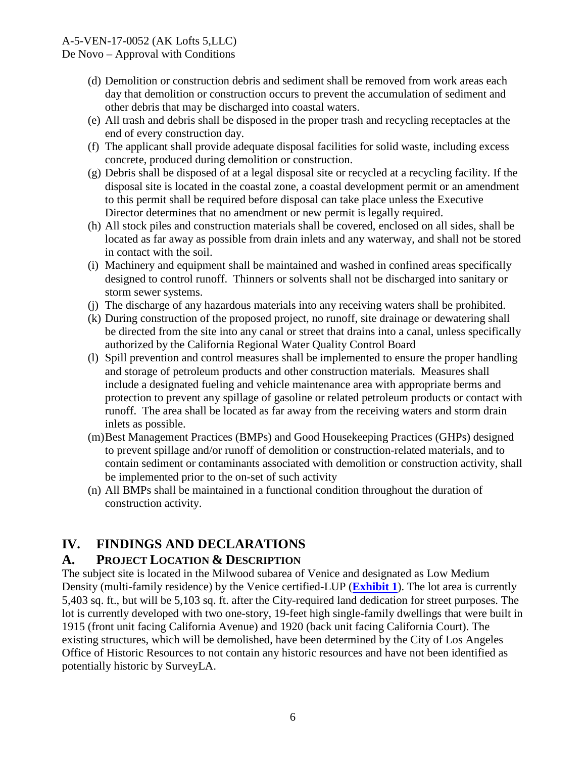(d) Demolition or construction debris and sediment shall be removed from work areas each day that demolition or construction occurs to prevent the accumulation of sediment and other debris that may be discharged into coastal waters.

(e) All trash and debris shall be disposed in the proper trash and recycling receptacles at the end of every construction day.

(f) The applicant shall provide adequate disposal facilities for solid waste, including excess concrete, produced during demolition or construction.

(g) Debris shall be disposed of at a legal disposal site or recycled at a recycling facility. If the disposal site is located in the coastal zone, a coastal development permit or an amendment to this permit shall be required before disposal can take place unless the Executive Director determines that no amendment or new permit is legally required.

(h) All stock piles and construction materials shall be covered, enclosed on all sides, shall be located as far away as possible from drain inlets and any waterway, and shall not be stored in contact with the soil.

(i) Machinery and equipment shall be maintained and washed in confined areas specifically designed to control runoff. Thinners or solvents shall not be discharged into sanitary or storm sewer systems.

(j) The discharge of any hazardous materials into any receiving waters shall be prohibited.

(k) During construction of the proposed project, no runoff, site drainage or dewatering shall be directed from the site into any canal or street that drains into a canal, unless specifically authorized by the California Regional Water Quality Control Board

(l) Spill prevention and control measures shall be implemented to ensure the proper handling and storage of petroleum products and other construction materials. Measures shall include a designated fueling and vehicle maintenance area with appropriate berms and protection to prevent any spillage of gasoline or related petroleum products or contact with runoff. The area shall be located as far away from the receiving waters and storm drain inlets as possible.

(m) Best Management Practices (BMPs) and Good Housekeeping Practices (GHPs) designed to prevent spillage and/or runoff of demolition or construction-related materials, and to contain sediment or contaminants associated with demolition or construction activity, shall be implemented prior to the on-set of such activity

(n) All BMPs shall be maintained in a functional condition throughout the duration of construction activity.

# IV. FINDINGS AND DECLARATIONS

## A. PROJECT LOCATION & DESCRIPTION

The subject site is located in the Milwood subarea of Venice and designated as Low Medium Density (multi-family residence) by the Venice certified-LUP (**Exhibit 1**). The lot area is currently 5,403 sq. ft., but will be 5,103 sq. ft. after the City-required land dedication for street purposes. The lot is currently developed with two one-story, 19-feet high single-family dwellings that were built in 1915 (front unit facing California Avenue) and 1920 (back unit facing California Court). The existing structures, which will be demolished, have been determined by the City of Los Angeles Office of Historic Resources to not contain any historic resources and have not been identified as potentially historic by SurveyLA.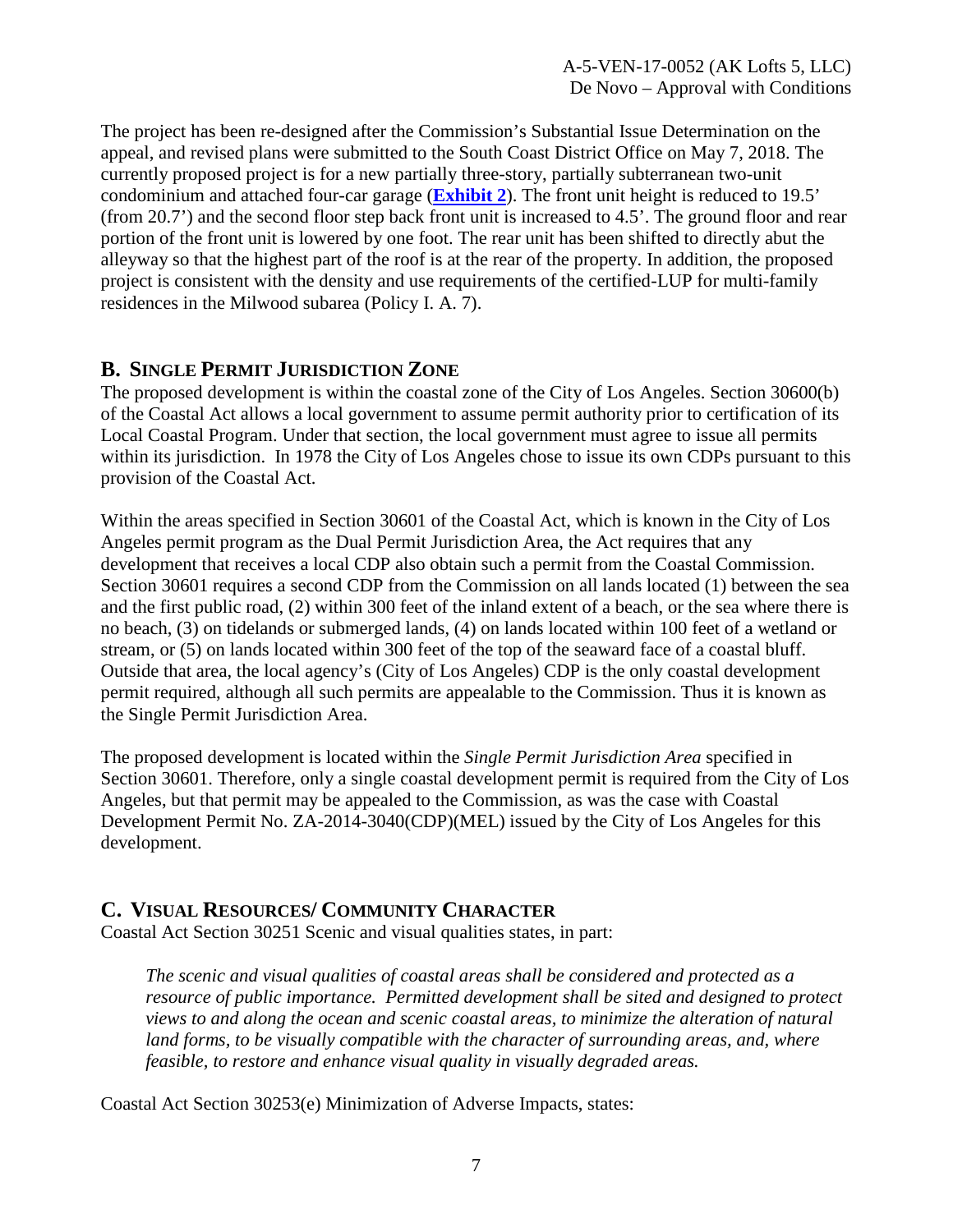The project has been re-designed after the Commission's Substantial Issue Determination on the appeal, and revised plans were submitted to the South Coast District Office on May 7, 2018. The currently proposed project is for a new partially three-story, partially subterranean two-unit condominium and attached four-car garage (**Exhibit 2**). The front unit height is reduced to 19.5' (from 20.7') and the second floor step back front unit is increased to 4.5'. The ground floor and rear portion of the front unit is lowered by one foot. The rear unit has been shifted to directly abut the alleyway so that the highest part of the roof is at the rear of the property. In addition, the proposed project is consistent with the density and use requirements of the certified-LUP for multi-family residences in the Milwood subarea (Policy I. A. 7).

## B. SINGLE PERMIT JURISDICTION ZONE

The proposed development is within the coastal zone of the City of Los Angeles. Section 30600(b) of the Coastal Act allows a local government to assume permit authority prior to certification of its Local Coastal Program. Under that section, the local government must agree to issue all permits within its jurisdiction. In 1978 the City of Los Angeles chose to issue its own CDPs pursuant to this provision of the Coastal Act.

Within the areas specified in Section 30601 of the Coastal Act, which is known in the City of Los Angeles permit program as the Dual Permit Jurisdiction Area, the Act requires that any development that receives a local CDP also obtain such a permit from the Coastal Commission. Section 30601 requires a second CDP from the Commission on all lands located (1) between the sea and the first public road, (2) within 300 feet of the inland extent of a beach, or the sea where there is no beach, (3) on tidelands or submerged lands, (4) on lands located within 100 feet of a wetland or stream, or (5) on lands located within 300 feet of the top of the seaward face of a coastal bluff. Outside that area, the local agency's (City of Los Angeles) CDP is the only coastal development permit required, although all such permits are appealable to the Commission. Thus it is known as the Single Permit Jurisdiction Area.

The proposed development is located within the *Single Permit Jurisdiction Area* specified in Section 30601. Therefore, only a single coastal development permit is required from the City of Los Angeles, but that permit may be appealed to the Commission, as was the case with Coastal Development Permit No. ZA-2014-3040(CDP)(MEL) issued by the City of Los Angeles for this development.

## C. VISUAL RESOURCES/ COMMUNITY CHARACTER

Coastal Act Section 30251 Scenic and visual qualities states, in part:

> *The scenic and visual qualities of coastal areas shall be considered and protected as a resource of public importance. Permitted development shall be sited and designed to protect views to and along the ocean and scenic coastal areas, to minimize the alteration of natural land forms, to be visually compatible with the character of surrounding areas, and, where feasible, to restore and enhance visual quality in visually degraded areas.*

Coastal Act Section 30253(e) Minimization of Adverse Impacts, states: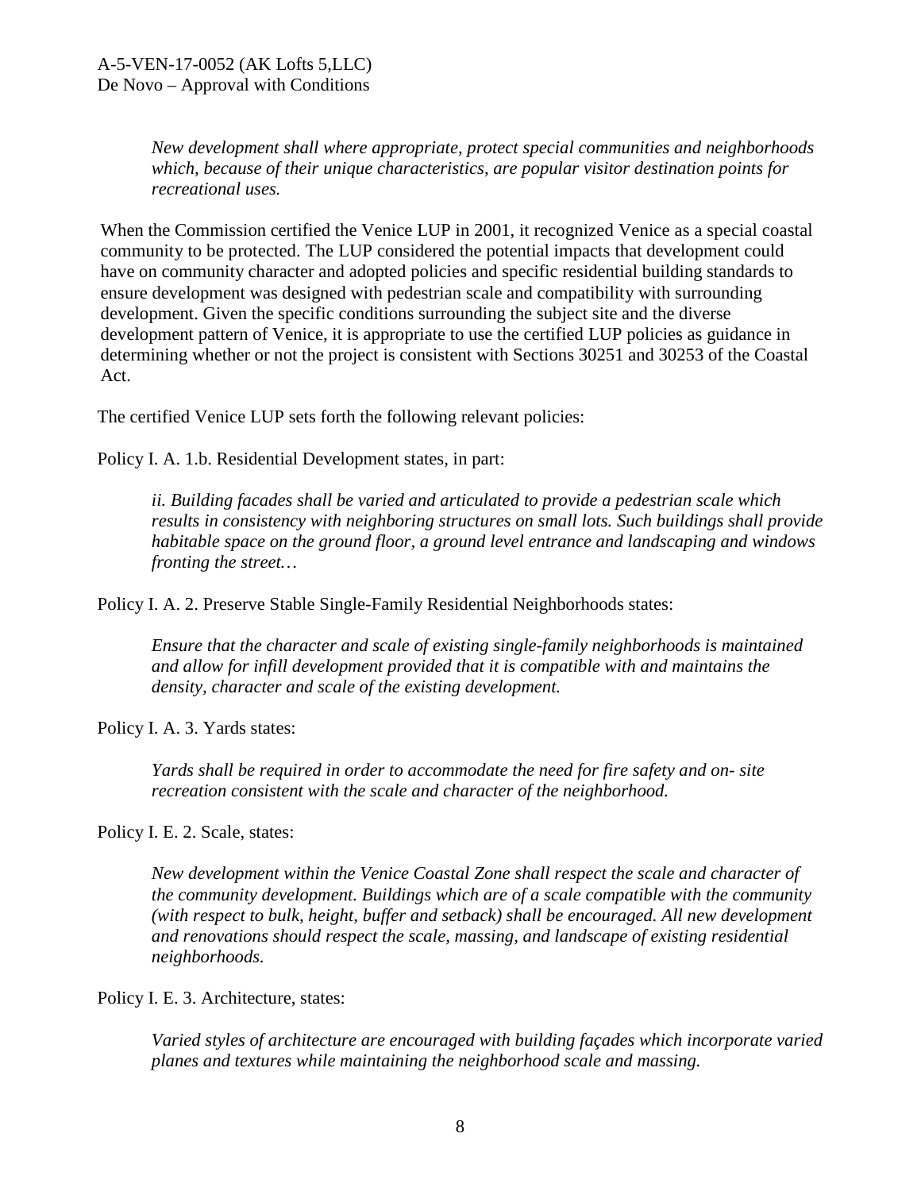*New development shall where appropriate, protect special communities and neighborhoods which, because of their unique characteristics, are popular visitor destination points for recreational uses.*

When the Commission certified the Venice LUP in 2001, it recognized Venice as a special coastal community to be protected. The LUP considered the potential impacts that development could have on community character and adopted policies and specific residential building standards to ensure development was designed with pedestrian scale and compatibility with surrounding development. Given the specific conditions surrounding the subject site and the diverse development pattern of Venice, it is appropriate to use the certified LUP policies as guidance in determining whether or not the project is consistent with Sections 30251 and 30253 of the Coastal Act.

The certified Venice LUP sets forth the following relevant policies:

Policy I. A. 1.b. Residential Development states, in part:

*ii. Building facades shall be varied and articulated to provide a pedestrian scale which results in consistency with neighboring structures on small lots. Such buildings shall provide habitable space on the ground floor, a ground level entrance and landscaping and windows fronting the street…*

Policy I. A. 2. Preserve Stable Single-Family Residential Neighborhoods states:

*Ensure that the character and scale of existing single-family neighborhoods is maintained and allow for infill development provided that it is compatible with and maintains the density, character and scale of the existing development.*

Policy I. A. 3. Yards states:

*Yards shall be required in order to accommodate the need for fire safety and on- site recreation consistent with the scale and character of the neighborhood.*

Policy I. E. 2. Scale, states:

*New development within the Venice Coastal Zone shall respect the scale and character of the community development. Buildings which are of a scale compatible with the community (with respect to bulk, height, buffer and setback) shall be encouraged. All new development and renovations should respect the scale, massing, and landscape of existing residential neighborhoods.*

Policy I. E. 3. Architecture, states:

*Varied styles of architecture are encouraged with building façades which incorporate varied planes and textures while maintaining the neighborhood scale and massing.*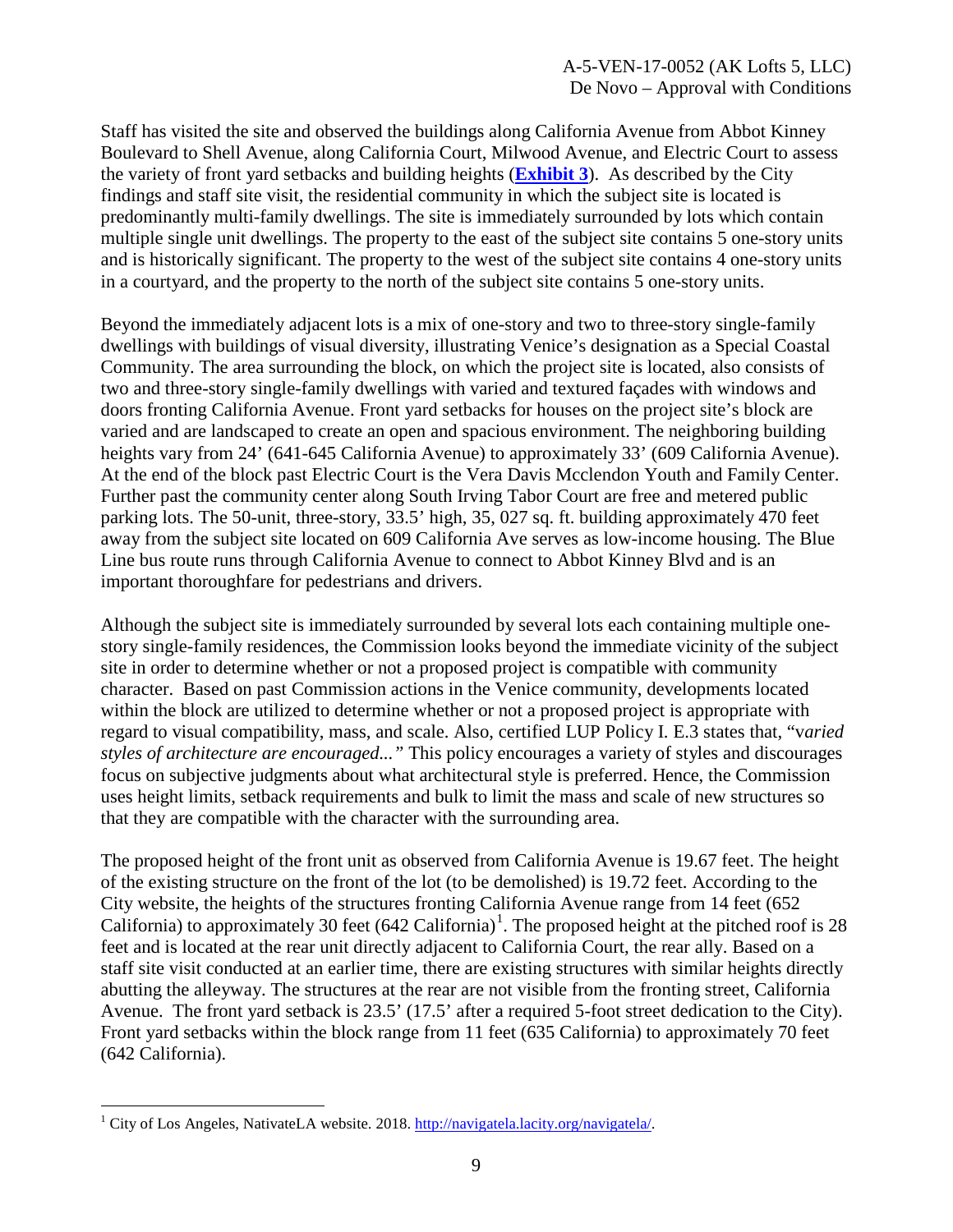Staff has visited the site and observed the buildings along California Avenue from Abbot Kinney Boulevard to Shell Avenue, along California Court, Milwood Avenue, and Electric Court to assess the variety of front yard setbacks and building heights (**Exhibit 3**). As described by the City findings and staff site visit, the residential community in which the subject site is located is predominantly multi-family dwellings. The site is immediately surrounded by lots which contain multiple single unit dwellings. The property to the east of the subject site contains 5 one-story units and is historically significant. The property to the west of the subject site contains 4 one-story units in a courtyard, and the property to the north of the subject site contains 5 one-story units.

Beyond the immediately adjacent lots is a mix of one-story and two to three-story single-family dwellings with buildings of visual diversity, illustrating Venice's designation as a Special Coastal Community. The area surrounding the block, on which the project site is located, also consists of two and three-story single-family dwellings with varied and textured façades with windows and doors fronting California Avenue. Front yard setbacks for houses on the project site's block are varied and are landscaped to create an open and spacious environment. The neighboring building heights vary from 24' (641-645 California Avenue) to approximately 33' (609 California Avenue). At the end of the block past Electric Court is the Vera Davis Mcclendon Youth and Family Center. Further past the community center along South Irving Tabor Court are free and metered public parking lots. The 50-unit, three-story, 33.5' high, 35, 027 sq. ft. building approximately 470 feet away from the subject site located on 609 California Ave serves as low-income housing. The Blue Line bus route runs through California Avenue to connect to Abbot Kinney Blvd and is an important thoroughfare for pedestrians and drivers.

Although the subject site is immediately surrounded by several lots each containing multiple one-story single-family residences, the Commission looks beyond the immediate vicinity of the subject site in order to determine whether or not a proposed project is compatible with community character. Based on past Commission actions in the Venice community, developments located within the block are utilized to determine whether or not a proposed project is appropriate with regard to visual compatibility, mass, and scale. Also, certified LUP Policy I. E.3 states that, "*varied styles of architecture are encouraged...*" This policy encourages a variety of styles and discourages focus on subjective judgments about what architectural style is preferred. Hence, the Commission uses height limits, setback requirements and bulk to limit the mass and scale of new structures so that they are compatible with the character with the surrounding area.

The proposed height of the front unit as observed from California Avenue is 19.67 feet. The height of the existing structure on the front of the lot (to be demolished) is 19.72 feet. According to the City website, the heights of the structures fronting California Avenue range from 14 feet (652 California) to approximately 30 feet (642 California)[1]. The proposed height at the pitched roof is 28 feet and is located at the rear unit directly adjacent to California Court, the rear ally. Based on a staff site visit conducted at an earlier time, there are existing structures with similar heights directly abutting the alleyway. The structures at the rear are not visible from the fronting street, California Avenue. The front yard setback is 23.5' (17.5' after a required 5-foot street dedication to the City). Front yard setbacks within the block range from 11 feet (635 California) to approximately 70 feet (642 California).

---

[1] City of Los Angeles, NativateLA website. 2018. http://navigatela.lacity.org/navigatela/.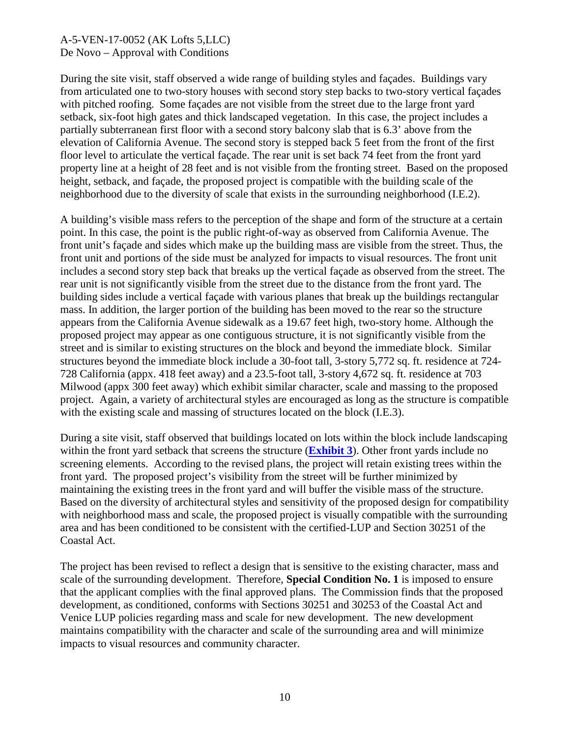During the site visit, staff observed a wide range of building styles and façades. Buildings vary from articulated one to two-story houses with second story step backs to two-story vertical façades with pitched roofing. Some façades are not visible from the street due to the large front yard setback, six-foot high gates and thick landscaped vegetation. In this case, the project includes a partially subterranean first floor with a second story balcony slab that is 6.3' above from the elevation of California Avenue. The second story is stepped back 5 feet from the front of the first floor level to articulate the vertical façade. The rear unit is set back 74 feet from the front yard property line at a height of 28 feet and is not visible from the fronting street. Based on the proposed height, setback, and façade, the proposed project is compatible with the building scale of the neighborhood due to the diversity of scale that exists in the surrounding neighborhood (I.E.2).

A building's visible mass refers to the perception of the shape and form of the structure at a certain point. In this case, the point is the public right-of-way as observed from California Avenue. The front unit's façade and sides which make up the building mass are visible from the street. Thus, the front unit and portions of the side must be analyzed for impacts to visual resources. The front unit includes a second story step back that breaks up the vertical façade as observed from the street. The rear unit is not significantly visible from the street due to the distance from the front yard. The building sides include a vertical façade with various planes that break up the buildings rectangular mass. In addition, the larger portion of the building has been moved to the rear so the structure appears from the California Avenue sidewalk as a 19.67 feet high, two-story home. Although the proposed project may appear as one contiguous structure, it is not significantly visible from the street and is similar to existing structures on the block and beyond the immediate block. Similar structures beyond the immediate block include a 30-foot tall, 3-story 5,772 sq. ft. residence at 724-728 California (appx. 418 feet away) and a 23.5-foot tall, 3-story 4,672 sq. ft. residence at 703 Milwood (appx 300 feet away) which exhibit similar character, scale and massing to the proposed project. Again, a variety of architectural styles are encouraged as long as the structure is compatible with the existing scale and massing of structures located on the block (I.E.3).

During a site visit, staff observed that buildings located on lots within the block include landscaping within the front yard setback that screens the structure (**Exhibit 3**). Other front yards include no screening elements. According to the revised plans, the project will retain existing trees within the front yard. The proposed project's visibility from the street will be further minimized by maintaining the existing trees in the front yard and will buffer the visible mass of the structure. Based on the diversity of architectural styles and sensitivity of the proposed design for compatibility with neighborhood mass and scale, the proposed project is visually compatible with the surrounding area and has been conditioned to be consistent with the certified-LUP and Section 30251 of the Coastal Act.

The project has been revised to reflect a design that is sensitive to the existing character, mass and scale of the surrounding development. Therefore, **Special Condition No. 1** is imposed to ensure that the applicant complies with the final approved plans. The Commission finds that the proposed development, as conditioned, conforms with Sections 30251 and 30253 of the Coastal Act and Venice LUP policies regarding mass and scale for new development. The new development maintains compatibility with the character and scale of the surrounding area and will minimize impacts to visual resources and community character.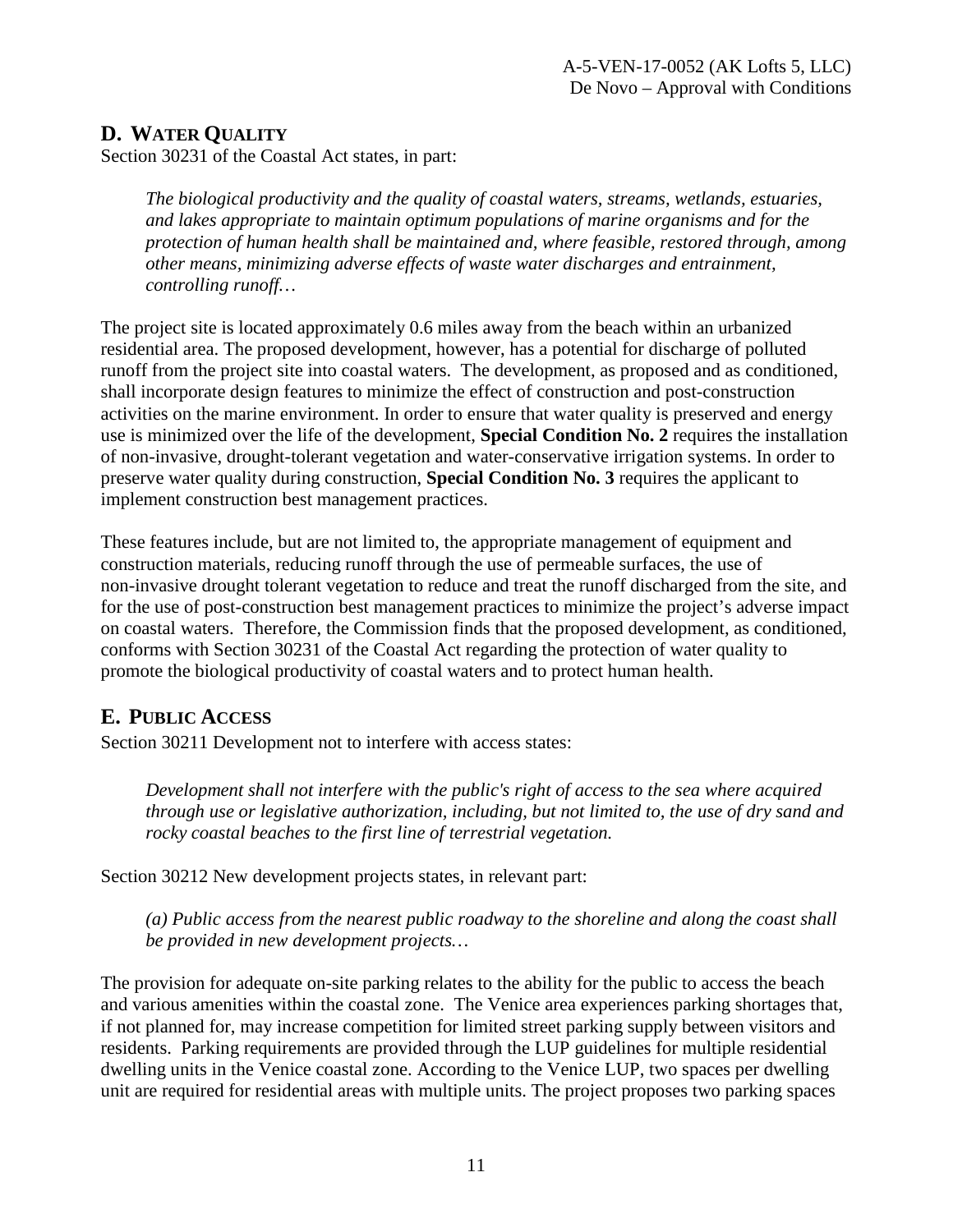## D. WATER QUALITY

Section 30231 of the Coastal Act states, in part:

*The biological productivity and the quality of coastal waters, streams, wetlands, estuaries, and lakes appropriate to maintain optimum populations of marine organisms and for the protection of human health shall be maintained and, where feasible, restored through, among other means, minimizing adverse effects of waste water discharges and entrainment, controlling runoff…*

The project site is located approximately 0.6 miles away from the beach within an urbanized residential area. The proposed development, however, has a potential for discharge of polluted runoff from the project site into coastal waters. The development, as proposed and as conditioned, shall incorporate design features to minimize the effect of construction and post-construction activities on the marine environment. In order to ensure that water quality is preserved and energy use is minimized over the life of the development, **Special Condition No. 2** requires the installation of non-invasive, drought-tolerant vegetation and water-conservative irrigation systems. In order to preserve water quality during construction, **Special Condition No. 3** requires the applicant to implement construction best management practices.

These features include, but are not limited to, the appropriate management of equipment and construction materials, reducing runoff through the use of permeable surfaces, the use of non-invasive drought tolerant vegetation to reduce and treat the runoff discharged from the site, and for the use of post-construction best management practices to minimize the project's adverse impact on coastal waters. Therefore, the Commission finds that the proposed development, as conditioned, conforms with Section 30231 of the Coastal Act regarding the protection of water quality to promote the biological productivity of coastal waters and to protect human health.

## E. PUBLIC ACCESS

Section 30211 Development not to interfere with access states:

*Development shall not interfere with the public's right of access to the sea where acquired through use or legislative authorization, including, but not limited to, the use of dry sand and rocky coastal beaches to the first line of terrestrial vegetation.*

Section 30212 New development projects states, in relevant part:

*(a) Public access from the nearest public roadway to the shoreline and along the coast shall be provided in new development projects…*

The provision for adequate on-site parking relates to the ability for the public to access the beach and various amenities within the coastal zone. The Venice area experiences parking shortages that, if not planned for, may increase competition for limited street parking supply between visitors and residents. Parking requirements are provided through the LUP guidelines for multiple residential dwelling units in the Venice coastal zone. According to the Venice LUP, two spaces per dwelling unit are required for residential areas with multiple units. The project proposes two parking spaces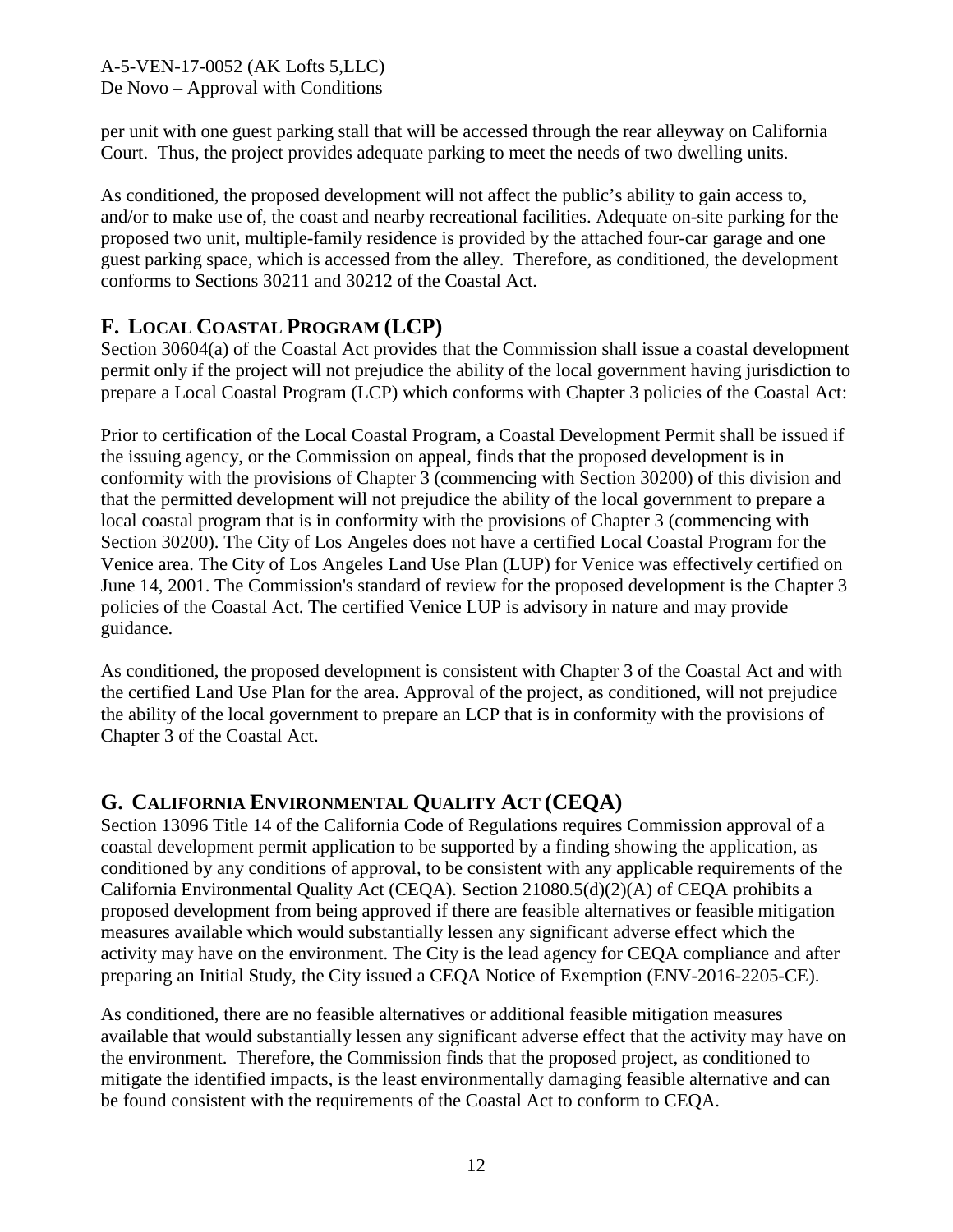per unit with one guest parking stall that will be accessed through the rear alleyway on California Court. Thus, the project provides adequate parking to meet the needs of two dwelling units.

As conditioned, the proposed development will not affect the public's ability to gain access to, and/or to make use of, the coast and nearby recreational facilities. Adequate on-site parking for the proposed two unit, multiple-family residence is provided by the attached four-car garage and one guest parking space, which is accessed from the alley. Therefore, as conditioned, the development conforms to Sections 30211 and 30212 of the Coastal Act.

## F. LOCAL COASTAL PROGRAM (LCP)

Section 30604(a) of the Coastal Act provides that the Commission shall issue a coastal development permit only if the project will not prejudice the ability of the local government having jurisdiction to prepare a Local Coastal Program (LCP) which conforms with Chapter 3 policies of the Coastal Act:

Prior to certification of the Local Coastal Program, a Coastal Development Permit shall be issued if the issuing agency, or the Commission on appeal, finds that the proposed development is in conformity with the provisions of Chapter 3 (commencing with Section 30200) of this division and that the permitted development will not prejudice the ability of the local government to prepare a local coastal program that is in conformity with the provisions of Chapter 3 (commencing with Section 30200). The City of Los Angeles does not have a certified Local Coastal Program for the Venice area. The City of Los Angeles Land Use Plan (LUP) for Venice was effectively certified on June 14, 2001. The Commission's standard of review for the proposed development is the Chapter 3 policies of the Coastal Act. The certified Venice LUP is advisory in nature and may provide guidance.

As conditioned, the proposed development is consistent with Chapter 3 of the Coastal Act and with the certified Land Use Plan for the area. Approval of the project, as conditioned, will not prejudice the ability of the local government to prepare an LCP that is in conformity with the provisions of Chapter 3 of the Coastal Act.

## G. CALIFORNIA ENVIRONMENTAL QUALITY ACT (CEQA)

Section 13096 Title 14 of the California Code of Regulations requires Commission approval of a coastal development permit application to be supported by a finding showing the application, as conditioned by any conditions of approval, to be consistent with any applicable requirements of the California Environmental Quality Act (CEQA). Section 21080.5(d)(2)(A) of CEQA prohibits a proposed development from being approved if there are feasible alternatives or feasible mitigation measures available which would substantially lessen any significant adverse effect which the activity may have on the environment. The City is the lead agency for CEQA compliance and after preparing an Initial Study, the City issued a CEQA Notice of Exemption (ENV-2016-2205-CE).

As conditioned, there are no feasible alternatives or additional feasible mitigation measures available that would substantially lessen any significant adverse effect that the activity may have on the environment. Therefore, the Commission finds that the proposed project, as conditioned to mitigate the identified impacts, is the least environmentally damaging feasible alternative and can be found consistent with the requirements of the Coastal Act to conform to CEQA.